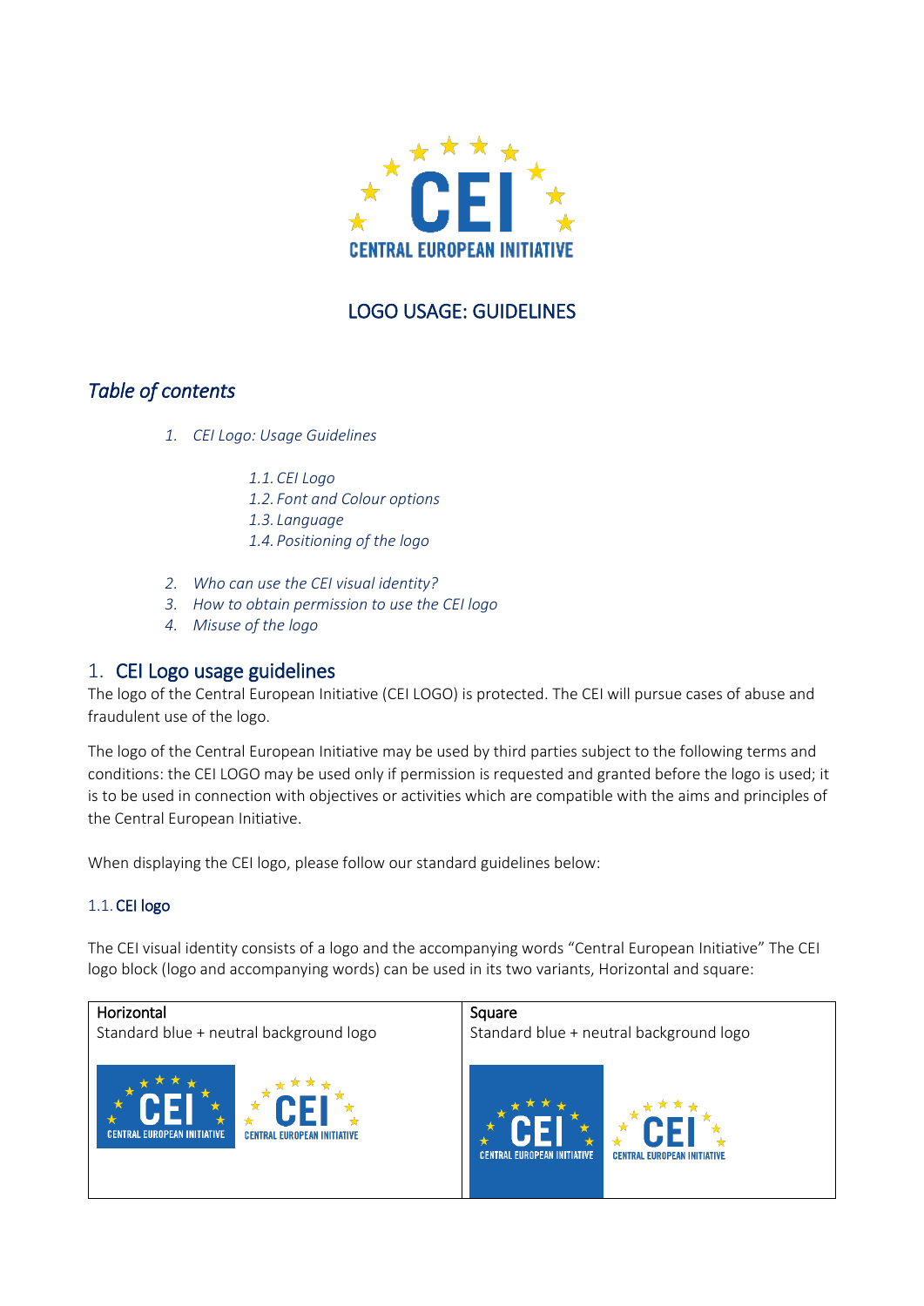# LOGO USAGE: GUIDELINES

## *Table of contents*

1. *CEI Logo: Usage Guidelines*
    - *1.1. CEI Logo*
    - *1.2. Font and Colour options*
    - *1.3. Language*
    - *1.4. Positioning of the logo*
2. *Who can use the CEI visual identity?*
3. *How to obtain permission to use the CEI logo*
4. *Misuse of the logo*

## 1. CEI Logo usage guidelines

The logo of the Central European Initiative (CEI LOGO) is protected. The CEI will pursue cases of abuse and fraudulent use of the logo.

The logo of the Central European Initiative may be used by third parties subject to the following terms and conditions: the CEI LOGO may be used only if permission is requested and granted before the logo is used; it is to be used in connection with objectives or activities which are compatible with the aims and principles of the Central European Initiative.

When displaying the CEI logo, please follow our standard guidelines below:

### 1.1. CEI logo

The CEI visual identity consists of a logo and the accompanying words "Central European Initiative" The CEI logo block (logo and accompanying words) can be used in its two variants, Horizontal and square:

| Horizontal | Square |
|---|---|
| Standard blue + neutral background logo | Standard blue + neutral background logo |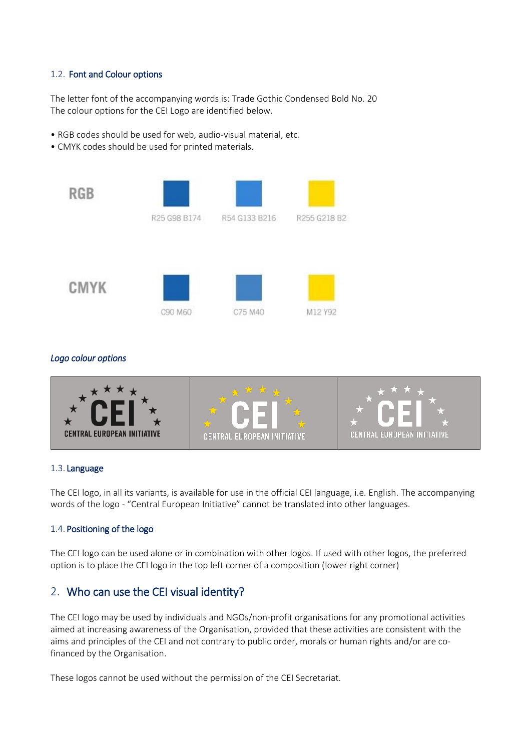### 1.2. Font and Colour options

The letter font of the accompanying words is: Trade Gothic Condensed Bold No. 20
The colour options for the CEI Logo are identified below.

- RGB codes should be used for web, audio-visual material, etc.
- CMYK codes should be used for printed materials.

| | | | |
|---|---|---|---|
| RGB | R25 G98 B174 | R54 G133 B216 | R255 G218 B2 |
| CMYK | C90 M60 | C75 M40 | M12 Y92 |

*Logo colour options*

### 1.3. Language

The CEI logo, in all its variants, is available for use in the official CEI language, i.e. English. The accompanying words of the logo - "Central European Initiative" cannot be translated into other languages.

### 1.4. Positioning of the logo

The CEI logo can be used alone or in combination with other logos. If used with other logos, the preferred option is to place the CEI logo in the top left corner of a composition (lower right corner)

## 2. Who can use the CEI visual identity?

The CEI logo may be used by individuals and NGOs/non-profit organisations for any promotional activities aimed at increasing awareness of the Organisation, provided that these activities are consistent with the aims and principles of the CEI and not contrary to public order, morals or human rights and/or are co-financed by the Organisation.

These logos cannot be used without the permission of the CEI Secretariat.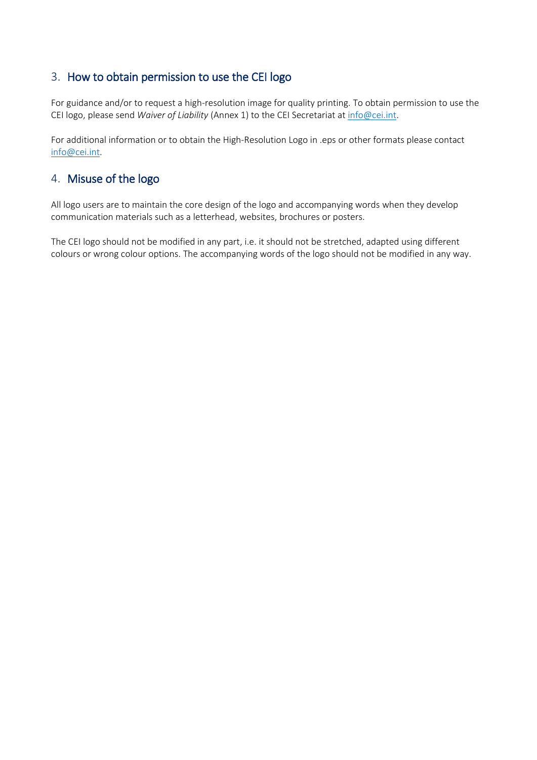## 3. How to obtain permission to use the CEI logo

For guidance and/or to request a high-resolution image for quality printing. To obtain permission to use the CEI logo, please send *Waiver of Liability* (Annex 1) to the CEI Secretariat at info@cei.int.

For additional information or to obtain the High-Resolution Logo in .eps or other formats please contact info@cei.int.

## 4. Misuse of the logo

All logo users are to maintain the core design of the logo and accompanying words when they develop communication materials such as a letterhead, websites, brochures or posters.

The CEI logo should not be modified in any part, i.e. it should not be stretched, adapted using different colours or wrong colour options. The accompanying words of the logo should not be modified in any way.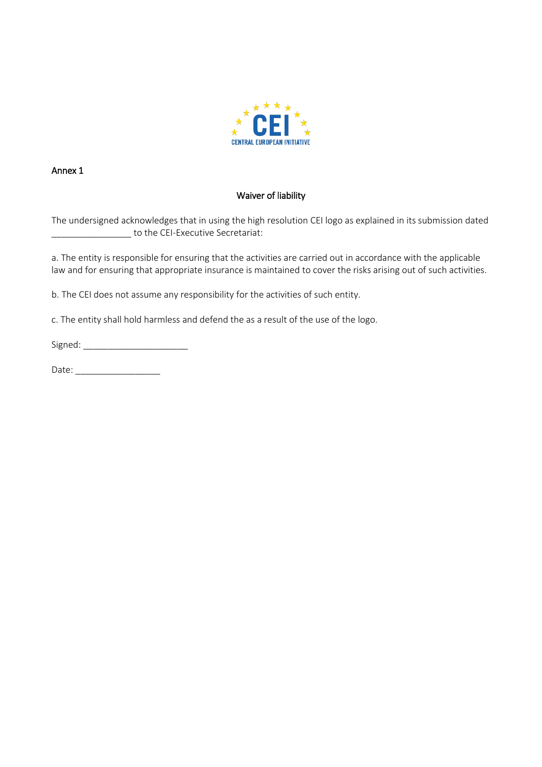Annex 1

## Waiver of liability

The undersigned acknowledges that in using the high resolution CEI logo as explained in its submission dated ________________ to the CEI-Executive Secretariat:

a. The entity is responsible for ensuring that the activities are carried out in accordance with the applicable law and for ensuring that appropriate insurance is maintained to cover the risks arising out of such activities.

b. The CEI does not assume any responsibility for the activities of such entity.

c. The entity shall hold harmless and defend the as a result of the use of the logo.

Signed: _____________________

Date: _________________